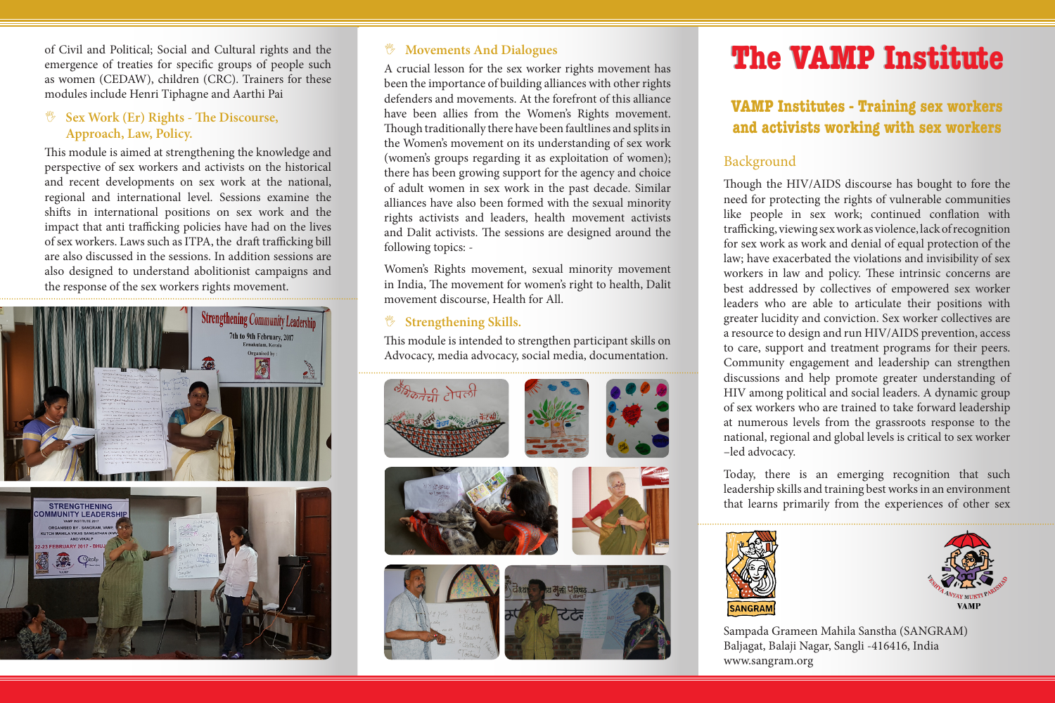of Civil and Political; Social and Cultural rights and the emergence of treaties for specific groups of people such as women (CEDAW), children (CRC). Trainers for these modules include Henri Tiphagne and Aarthi Pai

### Sex Work (Er) Rights - The Discourse, Approach, Law, Policy.

This module is aimed at strengthening the knowledge and perspective of sex workers and activists on the historical and recent developments on sex work at the national, regional and international level. Sessions examine the shifts in international positions on sex work and the impact that anti trafficking policies have had on the lives of sex workers. Laws such as ITPA, the draft trafficking bill are also discussed in the sessions. In addition sessions are also designed to understand abolitionist campaigns and the response of the sex workers rights movement.

### Movements And Dialogues

A crucial lesson for the sex worker rights movement has been the importance of building alliances with other rights defenders and movements. At the forefront of this alliance have been allies from the Women's Rights movement. Though traditionally there have been faultlines and splits in the Women's movement on its understanding of sex work (women's groups regarding it as exploitation of women); there has been growing support for the agency and choice of adult women in sex work in the past decade. Similar alliances have also been formed with the sexual minority rights activists and leaders, health movement activists and Dalit activists. The sessions are designed around the following topics: -

Women's Rights movement, sexual minority movement in India, The movement for women's right to health, Dalit movement discourse, Health for All.

### Strengthening Skills.

This module is intended to strengthen participant skills on Advocacy, media advocacy, social media, documentation.

# The VAMP Institute

## VAMP Institutes - Training sex workers and activists working with sex workers

### Background

Though the HIV/AIDS discourse has bought to fore the need for protecting the rights of vulnerable communities like people in sex work; continued conflation with trafficking, viewing sex work as violence, lack of recognition for sex work as work and denial of equal protection of the law; have exacerbated the violations and invisibility of sex workers in law and policy. These intrinsic concerns are best addressed by collectives of empowered sex worker leaders who are able to articulate their positions with greater lucidity and conviction. Sex worker collectives are a resource to design and run HIV/AIDS prevention, access to care, support and treatment programs for their peers. Community engagement and leadership can strengthen discussions and help promote greater understanding of HIV among political and social leaders. A dynamic group of sex workers who are trained to take forward leadership at numerous levels from the grassroots response to the national, regional and global levels is critical to sex worker –led advocacy.

Today, there is an emerging recognition that such leadership skills and training best works in an environment that learns primarily from the experiences of other sex

Sampada Grameen Mahila Sanstha (SANGRAM)
Baljagat, Balaji Nagar, Sangli -416416, India
www.sangram.org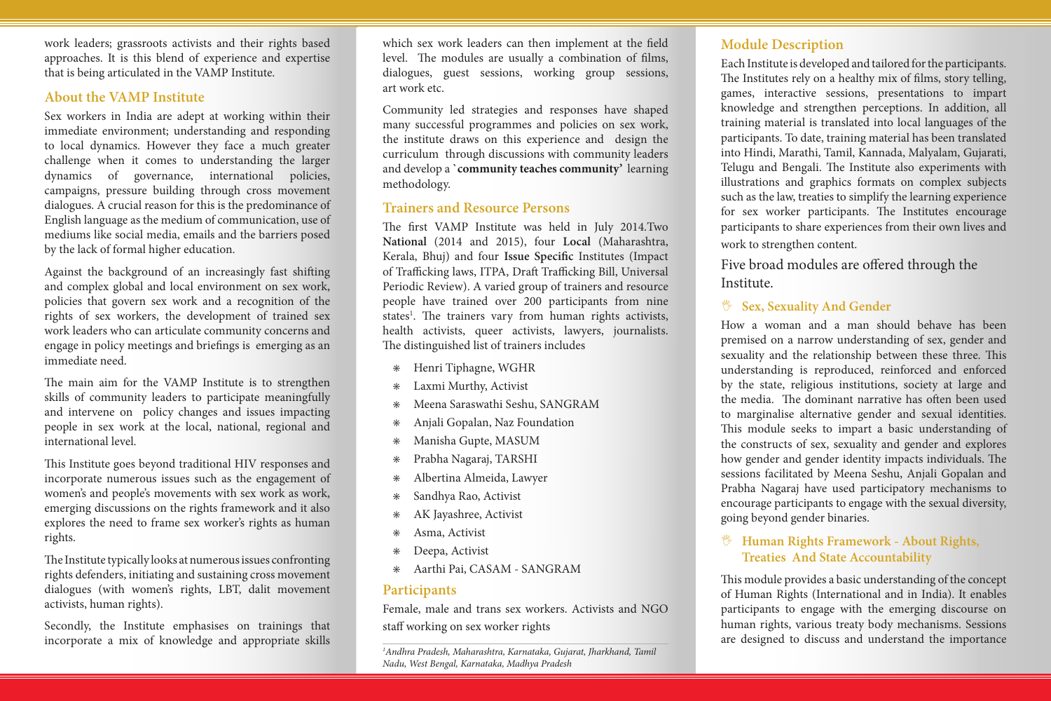work leaders; grassroots activists and their rights based approaches. It is this blend of experience and expertise that is being articulated in the VAMP Institute.

## About the VAMP Institute

Sex workers in India are adept at working within their immediate environment; understanding and responding to local dynamics. However they face a much greater challenge when it comes to understanding the larger dynamics of governance, international policies, campaigns, pressure building through cross movement dialogues. A crucial reason for this is the predominance of English language as the medium of communication, use of mediums like social media, emails and the barriers posed by the lack of formal higher education.

Against the background of an increasingly fast shifting and complex global and local environment on sex work, policies that govern sex work and a recognition of the rights of sex workers, the development of trained sex work leaders who can articulate community concerns and engage in policy meetings and briefings is emerging as an immediate need.

The main aim for the VAMP Institute is to strengthen skills of community leaders to participate meaningfully and intervene on policy changes and issues impacting people in sex work at the local, national, regional and international level.

This Institute goes beyond traditional HIV responses and incorporate numerous issues such as the engagement of women's and people's movements with sex work as work, emerging discussions on the rights framework and it also explores the need to frame sex worker's rights as human rights.

The Institute typically looks at numerous issues confronting rights defenders, initiating and sustaining cross movement dialogues (with women's rights, LBT, dalit movement activists, human rights).

Secondly, the Institute emphasises on trainings that incorporate a mix of knowledge and appropriate skills which sex work leaders can then implement at the field level. The modules are usually a combination of films, dialogues, guest sessions, working group sessions, art work etc.

Community led strategies and responses have shaped many successful programmes and policies on sex work, the institute draws on this experience and design the curriculum through discussions with community leaders and develop a **`community teaches community'** learning methodology.

## Trainers and Resource Persons

The first VAMP Institute was held in July 2014.Two **National** (2014 and 2015), four **Local** (Maharashtra, Kerala, Bhuj) and four **Issue Specific** Institutes (Impact of Trafficking laws, ITPA, Draft Trafficking Bill, Universal Periodic Review). A varied group of trainers and resource people have trained over 200 participants from nine states[1]. The trainers vary from human rights activists, health activists, queer activists, lawyers, journalists. The distinguished list of trainers includes

- Henri Tiphagne, WGHR
- Laxmi Murthy, Activist
- Meena Saraswathi Seshu, SANGRAM
- Anjali Gopalan, Naz Foundation
- Manisha Gupte, MASUM
- Prabha Nagaraj, TARSHI
- Albertina Almeida, Lawyer
- Sandhya Rao, Activist
- AK Jayashree, Activist
- Asma, Activist
- Deepa, Activist
- Aarthi Pai, CASAM - SANGRAM

## Participants

Female, male and trans sex workers. Activists and NGO staff working on sex worker rights

*[1]Andhra Pradesh, Maharashtra, Karnataka, Gujarat, Jharkhand, Tamil Nadu, West Bengal, Karnataka, Madhya Pradesh*

## Module Description

Each Institute is developed and tailored for the participants. The Institutes rely on a healthy mix of films, story telling, games, interactive sessions, presentations to impart knowledge and strengthen perceptions. In addition, all training material is translated into local languages of the participants. To date, training material has been translated into Hindi, Marathi, Tamil, Kannada, Malyalam, Gujarati, Telugu and Bengali. The Institute also experiments with illustrations and graphics formats on complex subjects such as the law, treaties to simplify the learning experience for sex worker participants. The Institutes encourage participants to share experiences from their own lives and work to strengthen content.

Five broad modules are offered through the Institute.

### Sex, Sexuality And Gender

How a woman and a man should behave has been premised on a narrow understanding of sex, gender and sexuality and the relationship between these three. This understanding is reproduced, reinforced and enforced by the state, religious institutions, society at large and the media. The dominant narrative has often been used to marginalise alternative gender and sexual identities. This module seeks to impart a basic understanding of the constructs of sex, sexuality and gender and explores how gender and gender identity impacts individuals. The sessions facilitated by Meena Seshu, Anjali Gopalan and Prabha Nagaraj have used participatory mechanisms to encourage participants to engage with the sexual diversity, going beyond gender binaries.

### Human Rights Framework - About Rights, Treaties And State Accountability

This module provides a basic understanding of the concept of Human Rights (International and in India). It enables participants to engage with the emerging discourse on human rights, various treaty body mechanisms. Sessions are designed to discuss and understand the importance